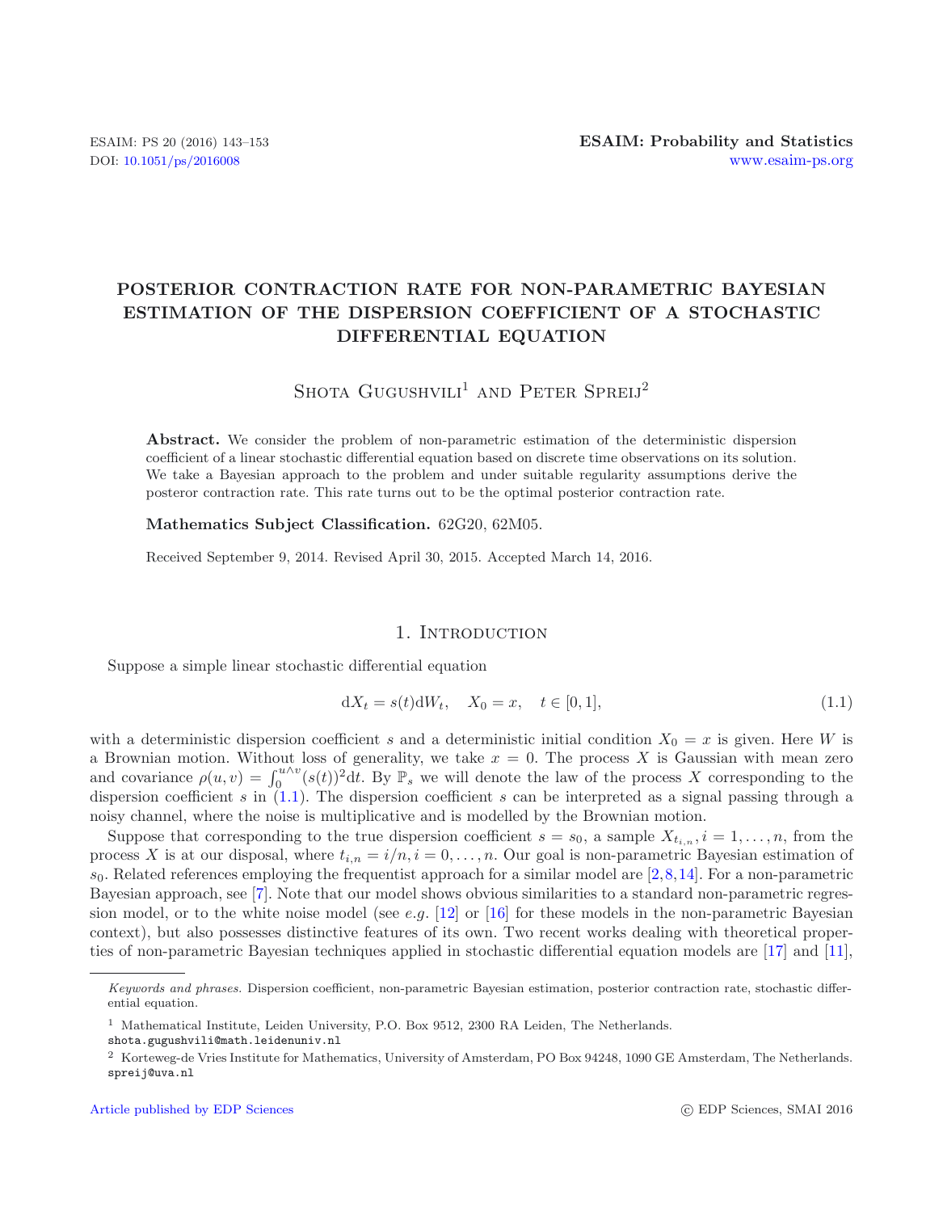# POSTERIOR CONTRACTION RATE FOR NON-PARAMETRIC BAYESIAN ESTIMATION OF THE DISPERSION COEFFICIENT OF A STOCHASTIC DIFFERENTIAL EQUATION

Shota Gugushvili[1] and Peter Spreij[2]

**Abstract.** We consider the problem of non-parametric estimation of the deterministic dispersion coefficient of a linear stochastic differential equation based on discrete time observations on its solution. We take a Bayesian approach to the problem and under suitable regularity assumptions derive the posteror contraction rate. This rate turns out to be the optimal posterior contraction rate.

**Mathematics Subject Classification.** 62G20, 62M05.

Received September 9, 2014. Revised April 30, 2015. Accepted March 14, 2016.

## 1. Introduction

Suppose a simple linear stochastic differential equation

$$\mathrm{d}X_t = s(t)\mathrm{d}W_t, \quad X_0 = x, \quad t \in [0,1], \tag{1.1}$$

with a deterministic dispersion coefficient $s$ and a deterministic initial condition $X_0 = x$ is given. Here $W$ is a Brownian motion. Without loss of generality, we take $x = 0$. The process $X$ is Gaussian with mean zero and covariance $\rho(u,v) = \int_0^{u \wedge v} (s(t))^2 \mathrm{d}t$. By $\mathbb{P}_s$ we will denote the law of the process $X$ corresponding to the dispersion coefficient $s$ in (1.1). The dispersion coefficient $s$ can be interpreted as a signal passing through a noisy channel, where the noise is multiplicative and is modelled by the Brownian motion.

Suppose that corresponding to the true dispersion coefficient $s = s_0$, a sample $X_{t_{i,n}}, i = 1, \ldots, n$, from the process $X$ is at our disposal, where $t_{i,n} = i/n, i = 0, \ldots, n$. Our goal is non-parametric Bayesian estimation of $s_0$. Related references employing the frequentist approach for a similar model are [2,8,14]. For a non-parametric Bayesian approach, see [7]. Note that our model shows obvious similarities to a standard non-parametric regression model, or to the white noise model (see *e.g.* [12] or [16] for these models in the non-parametric Bayesian context), but also possesses distinctive features of its own. Two recent works dealing with theoretical properties of non-parametric Bayesian techniques applied in stochastic differential equation models are [17] and [11],

*Keywords and phrases.* Dispersion coefficient, non-parametric Bayesian estimation, posterior contraction rate, stochastic differential equation.

[1] Mathematical Institute, Leiden University, P.O. Box 9512, 2300 RA Leiden, The Netherlands.
shota.gugushvili@math.leidenuniv.nl

[2] Korteweg-de Vries Institute for Mathematics, University of Amsterdam, PO Box 94248, 1090 GE Amsterdam, The Netherlands.
spreij@uva.nl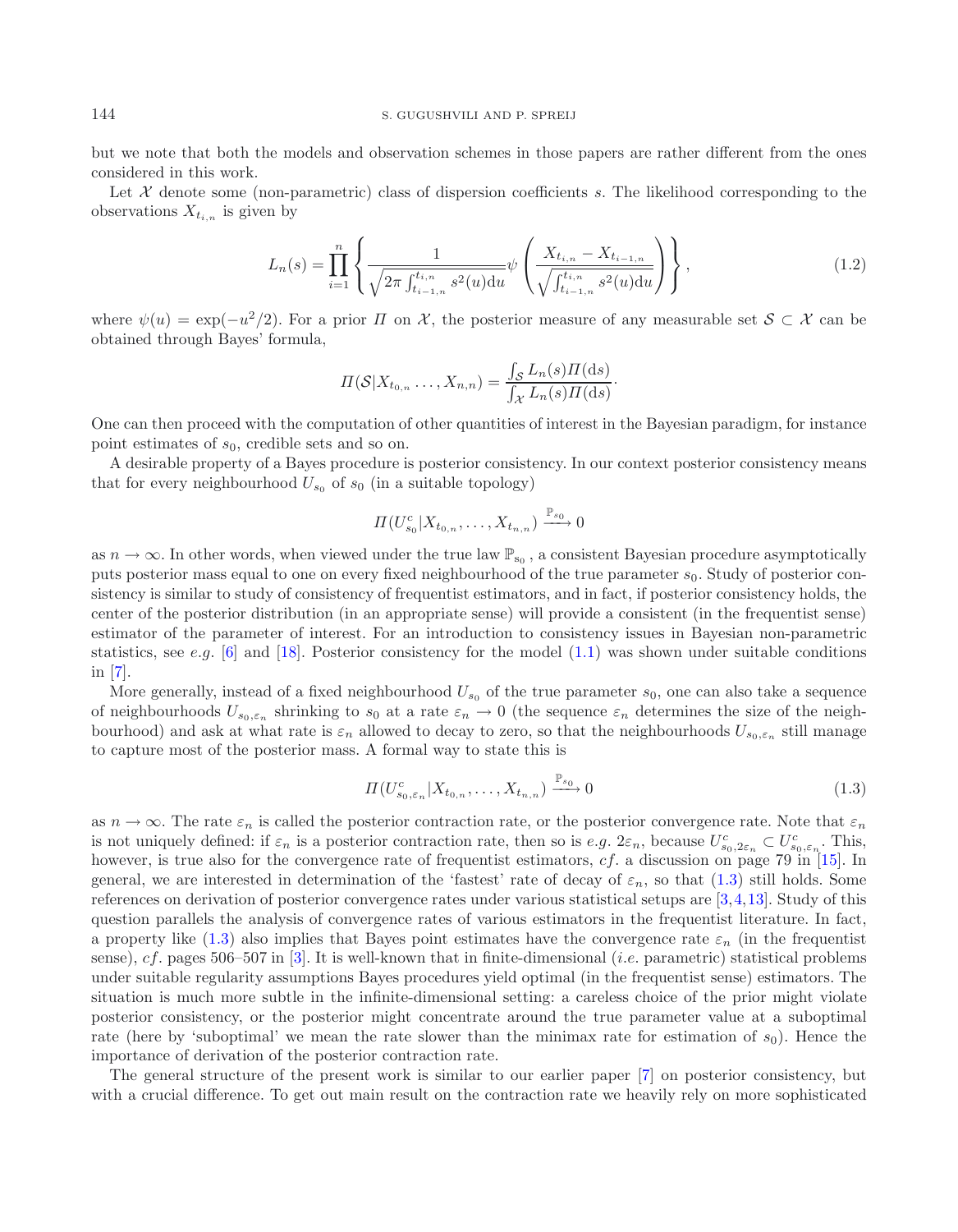but we note that both the models and observation schemes in those papers are rather different from the ones considered in this work.

Let $\mathcal{X}$ denote some (non-parametric) class of dispersion coefficients $s$. The likelihood corresponding to the observations $X_{t_{i,n}}$ is given by

$$L_n(s) = \prod_{i=1}^{n} \left\{ \frac{1}{\sqrt{2\pi \int_{t_{i-1,n}}^{t_{i,n}} s^2(u)\mathrm{d}u}} \psi\left( \frac{X_{t_{i,n}} - X_{t_{i-1,n}}}{\sqrt{\int_{t_{i-1,n}}^{t_{i,n}} s^2(u)\mathrm{d}u}} \right) \right\}, \tag{1.2}$$

where $\psi(u) = \exp(-u^2/2)$. For a prior $\Pi$ on $\mathcal{X}$, the posterior measure of any measurable set $\mathcal{S} \subset \mathcal{X}$ can be obtained through Bayes' formula,

$$\Pi(\mathcal{S}|X_{t_{0,n}} \ldots, X_{n,n}) = \frac{\int_{\mathcal{S}} L_n(s)\Pi(\mathrm{d}s)}{\int_{\mathcal{X}} L_n(s)\Pi(\mathrm{d}s)}.$$

One can then proceed with the computation of other quantities of interest in the Bayesian paradigm, for instance point estimates of $s_0$, credible sets and so on.

A desirable property of a Bayes procedure is posterior consistency. In our context posterior consistency means that for every neighbourhood $U_{s_0}$ of $s_0$ (in a suitable topology)

$$\Pi(U_{s_0}^c|X_{t_{0,n}}, \ldots, X_{t_{n,n}}) \xrightarrow{\mathbb{P}_{s_0}} 0$$

as $n \to \infty$. In other words, when viewed under the true law $\mathbb{P}_{s_0}$, a consistent Bayesian procedure asymptotically puts posterior mass equal to one on every fixed neighbourhood of the true parameter $s_0$. Study of posterior consistency is similar to study of consistency of frequentist estimators, and in fact, if posterior consistency holds, the center of the posterior distribution (in an appropriate sense) will provide a consistent (in the frequentist sense) estimator of the parameter of interest. For an introduction to consistency issues in Bayesian non-parametric statistics, see *e.g.* [6] and [18]. Posterior consistency for the model (1.1) was shown under suitable conditions in [7].

More generally, instead of a fixed neighbourhood $U_{s_0}$ of the true parameter $s_0$, one can also take a sequence of neighbourhoods $U_{s_0,\varepsilon_n}$ shrinking to $s_0$ at a rate $\varepsilon_n \to 0$ (the sequence $\varepsilon_n$ determines the size of the neighbourhood) and ask at what rate is $\varepsilon_n$ allowed to decay to zero, so that the neighbourhoods $U_{s_0,\varepsilon_n}$ still manage to capture most of the posterior mass. A formal way to state this is

$$\Pi(U_{s_0,\varepsilon_n}^c|X_{t_{0,n}}, \ldots, X_{t_{n,n}}) \xrightarrow{\mathbb{P}_{s_0}} 0 \tag{1.3}$$

as $n \to \infty$. The rate $\varepsilon_n$ is called the posterior contraction rate, or the posterior convergence rate. Note that $\varepsilon_n$ is not uniquely defined: if $\varepsilon_n$ is a posterior contraction rate, then so is *e.g.* $2\varepsilon_n$, because $U_{s_0,2\varepsilon_n}^c \subset U_{s_0,\varepsilon_n}^c$. This, however, is true also for the convergence rate of frequentist estimators, *cf.* a discussion on page 79 in [15]. In general, we are interested in determination of the 'fastest' rate of decay of $\varepsilon_n$, so that (1.3) still holds. Some references on derivation of posterior convergence rates under various statistical setups are [3,4,13]. Study of this question parallels the analysis of convergence rates of various estimators in the frequentist literature. In fact, a property like (1.3) also implies that Bayes point estimates have the convergence rate $\varepsilon_n$ (in the frequentist sense), *cf.* pages 506–507 in [3]. It is well-known that in finite-dimensional (*i.e.* parametric) statistical problems under suitable regularity assumptions Bayes procedures yield optimal (in the frequentist sense) estimators. The situation is much more subtle in the infinite-dimensional setting: a careless choice of the prior might violate posterior consistency, or the posterior might concentrate around the true parameter value at a suboptimal rate (here by 'suboptimal' we mean the rate slower than the minimax rate for estimation of $s_0$). Hence the importance of derivation of the posterior contraction rate.

The general structure of the present work is similar to our earlier paper [7] on posterior consistency, but with a crucial difference. To get out main result on the contraction rate we heavily rely on more sophisticated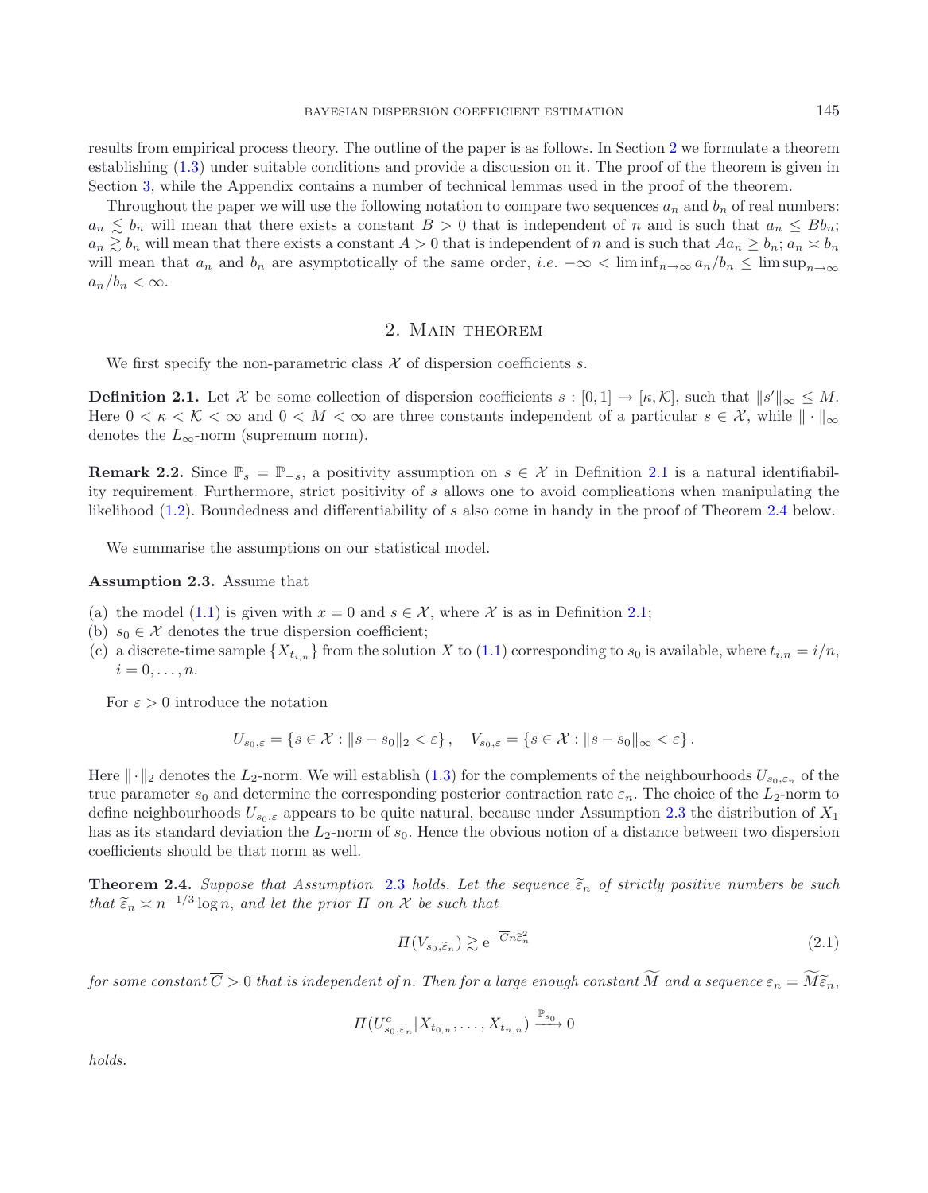results from empirical process theory. The outline of the paper is as follows. In Section 2 we formulate a theorem establishing (1.3) under suitable conditions and provide a discussion on it. The proof of the theorem is given in Section 3, while the Appendix contains a number of technical lemmas used in the proof of the theorem.

Throughout the paper we will use the following notation to compare two sequences $a_n$ and $b_n$ of real numbers: $a_n \lesssim b_n$ will mean that there exists a constant $B > 0$ that is independent of $n$ and is such that $a_n \leq Bb_n$; $a_n \gtrsim b_n$ will mean that there exists a constant $A > 0$ that is independent of $n$ and is such that $Aa_n \geq b_n$; $a_n \asymp b_n$ will mean that $a_n$ and $b_n$ are asymptotically of the same order, *i.e.* $-\infty < \liminf_{n\to\infty} a_n/b_n \leq \limsup_{n\to\infty} a_n/b_n < \infty$.

## 2. Main theorem

We first specify the non-parametric class $\mathcal{X}$ of dispersion coefficients $s$.

**Definition 2.1.** Let $\mathcal{X}$ be some collection of dispersion coefficients $s : [0, 1] \to [\kappa, \mathcal{K}]$, such that $\|s'\|_\infty \leq M$. Here $0 < \kappa < \mathcal{K} < \infty$ and $0 < M < \infty$ are three constants independent of a particular $s \in \mathcal{X}$, while $\|\cdot\|_\infty$ denotes the $L_\infty$-norm (supremum norm).

**Remark 2.2.** Since $\mathbb{P}_s = \mathbb{P}_{-s}$, a positivity assumption on $s \in \mathcal{X}$ in Definition 2.1 is a natural identifiability requirement. Furthermore, strict positivity of $s$ allows one to avoid complications when manipulating the likelihood (1.2). Boundedness and differentiability of $s$ also come in handy in the proof of Theorem 2.4 below.

We summarise the assumptions on our statistical model.

**Assumption 2.3.** Assume that

(a) the model (1.1) is given with $x = 0$ and $s \in \mathcal{X}$, where $\mathcal{X}$ is as in Definition 2.1;
(b) $s_0 \in \mathcal{X}$ denotes the true dispersion coefficient;
(c) a discrete-time sample $\{X_{t_{i,n}}\}$ from the solution $X$ to (1.1) corresponding to $s_0$ is available, where $t_{i,n} = i/n$, $i = 0, \ldots, n$.

For $\varepsilon > 0$ introduce the notation

$$U_{s_0,\varepsilon} = \{s \in \mathcal{X} : \|s - s_0\|_2 < \varepsilon\}, \quad V_{s_0,\varepsilon} = \{s \in \mathcal{X} : \|s - s_0\|_\infty < \varepsilon\}.$$

Here $\|\cdot\|_2$ denotes the $L_2$-norm. We will establish (1.3) for the complements of the neighbourhoods $U_{s_0,\varepsilon_n}$ of the true parameter $s_0$ and determine the corresponding posterior contraction rate $\varepsilon_n$. The choice of the $L_2$-norm to define neighbourhoods $U_{s_0,\varepsilon}$ appears to be quite natural, because under Assumption 2.3 the distribution of $X_1$ has as its standard deviation the $L_2$-norm of $s_0$. Hence the obvious notion of a distance between two dispersion coefficients should be that norm as well.

**Theorem 2.4.** *Suppose that Assumption 2.3 holds. Let the sequence $\widetilde{\varepsilon}_n$ of strictly positive numbers be such that $\widetilde{\varepsilon}_n \asymp n^{-1/3} \log n$, and let the prior $\Pi$ on $\mathcal{X}$ be such that*

$$\Pi(V_{s_0,\widetilde{\varepsilon}_n}) \gtrsim \mathrm{e}^{-\overline{C} n \widetilde{\varepsilon}_n^2} \tag{2.1}$$

*for some constant $\overline{C} > 0$ that is independent of $n$. Then for a large enough constant $\widetilde{M}$ and a sequence $\varepsilon_n = \widetilde{M}\widetilde{\varepsilon}_n$,*

$$\Pi(U^c_{s_0,\varepsilon_n} | X_{t_{0,n}}, \ldots, X_{t_{n,n}}) \xrightarrow{\mathbb{P}_{s_0}} 0$$

*holds.*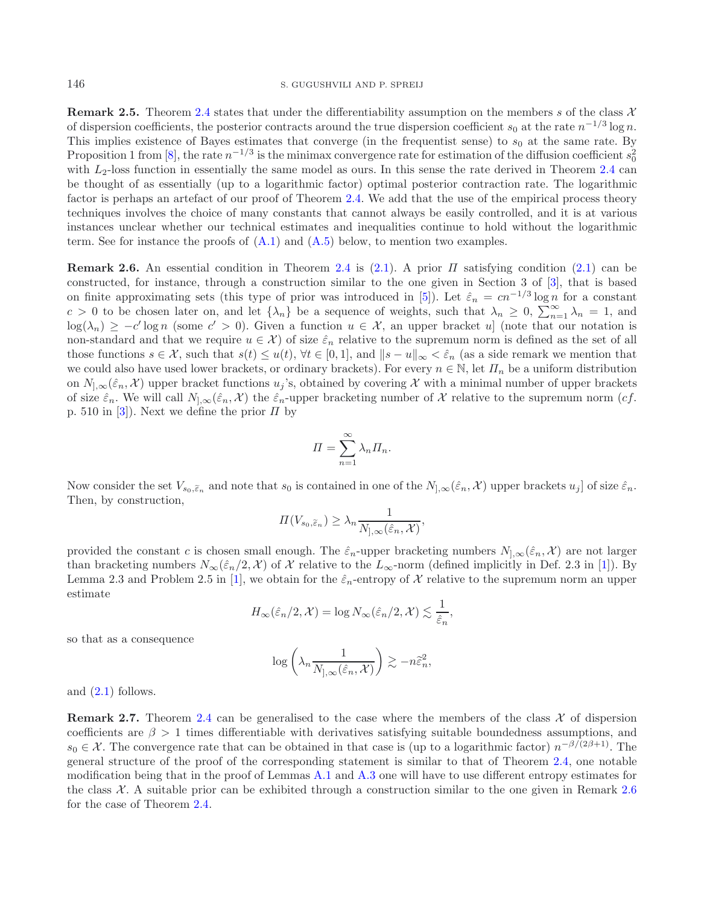**Remark 2.5.** Theorem 2.4 states that under the differentiability assumption on the members $s$ of the class $\mathcal{X}$ of dispersion coefficients, the posterior contracts around the true dispersion coefficient $s_0$ at the rate $n^{-1/3}\log n$. This implies existence of Bayes estimates that converge (in the frequentist sense) to $s_0$ at the same rate. By Proposition 1 from [8], the rate $n^{-1/3}$ is the minimax convergence rate for estimation of the diffusion coefficient $s_0^2$ with $L_2$-loss function in essentially the same model as ours. In this sense the rate derived in Theorem 2.4 can be thought of as essentially (up to a logarithmic factor) optimal posterior contraction rate. The logarithmic factor is perhaps an artefact of our proof of Theorem 2.4. We add that the use of the empirical process theory techniques involves the choice of many constants that cannot always be easily controlled, and it is at various instances unclear whether our technical estimates and inequalities continue to hold without the logarithmic term. See for instance the proofs of (A.1) and (A.5) below, to mention two examples.

**Remark 2.6.** An essential condition in Theorem 2.4 is (2.1). A prior $\Pi$ satisfying condition (2.1) can be constructed, for instance, through a construction similar to the one given in Section 3 of [3], that is based on finite approximating sets (this type of prior was introduced in [5]). Let $\hat{\varepsilon}_n = cn^{-1/3}\log n$ for a constant $c > 0$ to be chosen later on, and let $\{\lambda_n\}$ be a sequence of weights, such that $\lambda_n \geq 0$, $\sum_{n=1}^{\infty}\lambda_n = 1$, and $\log(\lambda_n) \geq -c'\log n$ (some $c' > 0$). Given a function $u \in \mathcal{X}$, an upper bracket $u]$ (note that our notation is non-standard and that we require $u \in \mathcal{X}$) of size $\hat{\varepsilon}_n$ relative to the supremum norm is defined as the set of all those functions $s \in \mathcal{X}$, such that $s(t) \leq u(t)$, $\forall t \in [0,1]$, and $\|s - u\|_\infty < \hat{\varepsilon}_n$ (as a side remark we mention that we could also have used lower brackets, or ordinary brackets). For every $n \in \mathbb{N}$, let $\Pi_n$ be a uniform distribution on $N_{],\infty}(\hat{\varepsilon}_n, \mathcal{X})$ upper bracket functions $u_j$'s, obtained by covering $\mathcal{X}$ with a minimal number of upper brackets of size $\hat{\varepsilon}_n$. We will call $N_{],\infty}(\hat{\varepsilon}_n, \mathcal{X})$ the $\hat{\varepsilon}_n$-upper bracketing number of $\mathcal{X}$ relative to the supremum norm (*cf.* p. 510 in [3]). Next we define the prior $\Pi$ by

$$\Pi = \sum_{n=1}^{\infty}\lambda_n\Pi_n.$$

Now consider the set $V_{s_0,\tilde{\varepsilon}_n}$ and note that $s_0$ is contained in one of the $N_{],\infty}(\hat{\varepsilon}_n, \mathcal{X})$ upper brackets $u_j]$ of size $\hat{\varepsilon}_n$. Then, by construction,

$$\Pi(V_{s_0,\tilde{\varepsilon}_n}) \geq \lambda_n \frac{1}{N_{],\infty}(\hat{\varepsilon}_n, \mathcal{X})},$$

provided the constant $c$ is chosen small enough. The $\hat{\varepsilon}_n$-upper bracketing numbers $N_{],\infty}(\hat{\varepsilon}_n, \mathcal{X})$ are not larger than bracketing numbers $N_\infty(\hat{\varepsilon}_n/2, \mathcal{X})$ of $\mathcal{X}$ relative to the $L_\infty$-norm (defined implicitly in Def. 2.3 in [1]). By Lemma 2.3 and Problem 2.5 in [1], we obtain for the $\hat{\varepsilon}_n$-entropy of $\mathcal{X}$ relative to the supremum norm an upper estimate

$$H_\infty(\hat{\varepsilon}_n/2, \mathcal{X}) = \log N_\infty(\hat{\varepsilon}_n/2, \mathcal{X}) \lesssim \frac{1}{\hat{\varepsilon}_n},$$

so that as a consequence

$$\log\left(\lambda_n \frac{1}{N_{],\infty}(\hat{\varepsilon}_n, \mathcal{X})}\right) \gtrsim -n\tilde{\varepsilon}_n^2,$$

and (2.1) follows.

**Remark 2.7.** Theorem 2.4 can be generalised to the case where the members of the class $\mathcal{X}$ of dispersion coefficients are $\beta > 1$ times differentiable with derivatives satisfying suitable boundedness assumptions, and $s_0 \in \mathcal{X}$. The convergence rate that can be obtained in that case is (up to a logarithmic factor) $n^{-\beta/(2\beta+1)}$. The general structure of the proof of the corresponding statement is similar to that of Theorem 2.4, one notable modification being that in the proof of Lemmas A.1 and A.3 one will have to use different entropy estimates for the class $\mathcal{X}$. A suitable prior can be exhibited through a construction similar to the one given in Remark 2.6 for the case of Theorem 2.4.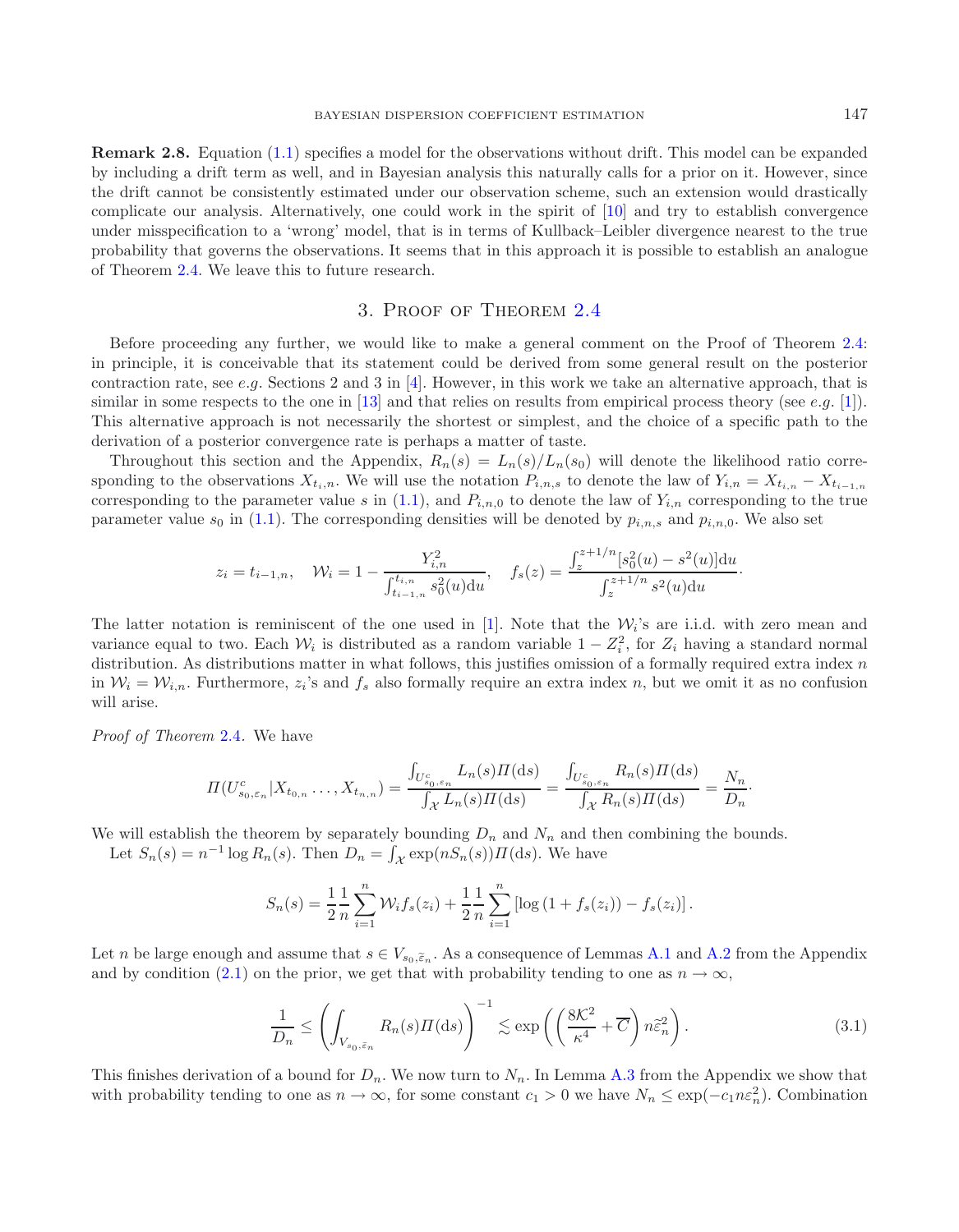**Remark 2.8.** Equation (1.1) specifies a model for the observations without drift. This model can be expanded by including a drift term as well, and in Bayesian analysis this naturally calls for a prior on it. However, since the drift cannot be consistently estimated under our observation scheme, such an extension would drastically complicate our analysis. Alternatively, one could work in the spirit of [10] and try to establish convergence under misspecification to a 'wrong' model, that is in terms of Kullback–Leibler divergence nearest to the true probability that governs the observations. It seems that in this approach it is possible to establish an analogue of Theorem 2.4. We leave this to future research.

## 3. Proof of Theorem 2.4

Before proceeding any further, we would like to make a general comment on the Proof of Theorem 2.4: in principle, it is conceivable that its statement could be derived from some general result on the posterior contraction rate, see *e.g.* Sections 2 and 3 in [4]. However, in this work we take an alternative approach, that is similar in some respects to the one in [13] and that relies on results from empirical process theory (see *e.g.* [1]). This alternative approach is not necessarily the shortest or simplest, and the choice of a specific path to the derivation of a posterior convergence rate is perhaps a matter of taste.

Throughout this section and the Appendix, $R_n(s) = L_n(s)/L_n(s_0)$ will denote the likelihood ratio corresponding to the observations $X_{t_{i,n}}$. We will use the notation $P_{i,n,s}$ to denote the law of $Y_{i,n} = X_{t_{i,n}} - X_{t_{i-1,n}}$ corresponding to the parameter value $s$ in (1.1), and $P_{i,n,0}$ to denote the law of $Y_{i,n}$ corresponding to the true parameter value $s_0$ in (1.1). The corresponding densities will be denoted by $p_{i,n,s}$ and $p_{i,n,0}$. We also set

$$z_i = t_{i-1,n}, \quad \mathcal{W}_i = 1 - \frac{Y_{i,n}^2}{\int_{t_{i-1,n}}^{t_{i,n}} s_0^2(u)\mathrm{d}u}, \quad f_s(z) = \frac{\int_z^{z+1/n}[s_0^2(u) - s^2(u)]\mathrm{d}u}{\int_z^{z+1/n} s^2(u)\mathrm{d}u}.$$

The latter notation is reminiscent of the one used in [1]. Note that the $\mathcal{W}_i$'s are i.i.d. with zero mean and variance equal to two. Each $\mathcal{W}_i$ is distributed as a random variable $1 - Z_i^2$, for $Z_i$ having a standard normal distribution. As distributions matter in what follows, this justifies omission of a formally required extra index $n$ in $\mathcal{W}_i = \mathcal{W}_{i,n}$. Furthermore, $z_i$'s and $f_s$ also formally require an extra index $n$, but we omit it as no confusion will arise.

*Proof of Theorem 2.4.* We have

$$\Pi(U^c_{s_0,\varepsilon_n}|X_{t_{0,n}} \ldots, X_{t_{n,n}}) = \frac{\int_{U^c_{s_0,\varepsilon_n}} L_n(s)\Pi(\mathrm{d}s)}{\int_{\mathcal{X}} L_n(s)\Pi(\mathrm{d}s)} = \frac{\int_{U^c_{s_0,\varepsilon_n}} R_n(s)\Pi(\mathrm{d}s)}{\int_{\mathcal{X}} R_n(s)\Pi(\mathrm{d}s)} = \frac{N_n}{D_n}.$$

We will establish the theorem by separately bounding $D_n$ and $N_n$ and then combining the bounds.

Let $S_n(s) = n^{-1}\log R_n(s)$. Then $D_n = \int_{\mathcal{X}} \exp(nS_n(s))\Pi(\mathrm{d}s)$. We have

$$S_n(s) = \frac{1}{2}\frac{1}{n}\sum_{i=1}^n \mathcal{W}_i f_s(z_i) + \frac{1}{2}\frac{1}{n}\sum_{i=1}^n \left[\log\left(1 + f_s(z_i)\right) - f_s(z_i)\right].$$

Let $n$ be large enough and assume that $s \in V_{s_0,\widetilde{\varepsilon}_n}$. As a consequence of Lemmas A.1 and A.2 from the Appendix and by condition (2.1) on the prior, we get that with probability tending to one as $n \to \infty$,

$$\frac{1}{D_n} \leq \left(\int_{V_{s_0,\widetilde{\varepsilon}_n}} R_n(s)\Pi(\mathrm{d}s)\right)^{-1} \lesssim \exp\left(\left(\frac{8\mathcal{K}^2}{\kappa^4} + \overline{C}\right)n\widetilde{\varepsilon}_n^2\right). \tag{3.1}$$

This finishes derivation of a bound for $D_n$. We now turn to $N_n$. In Lemma A.3 from the Appendix we show that with probability tending to one as $n \to \infty$, for some constant $c_1 > 0$ we have $N_n \leq \exp(-c_1 n\varepsilon_n^2)$. Combination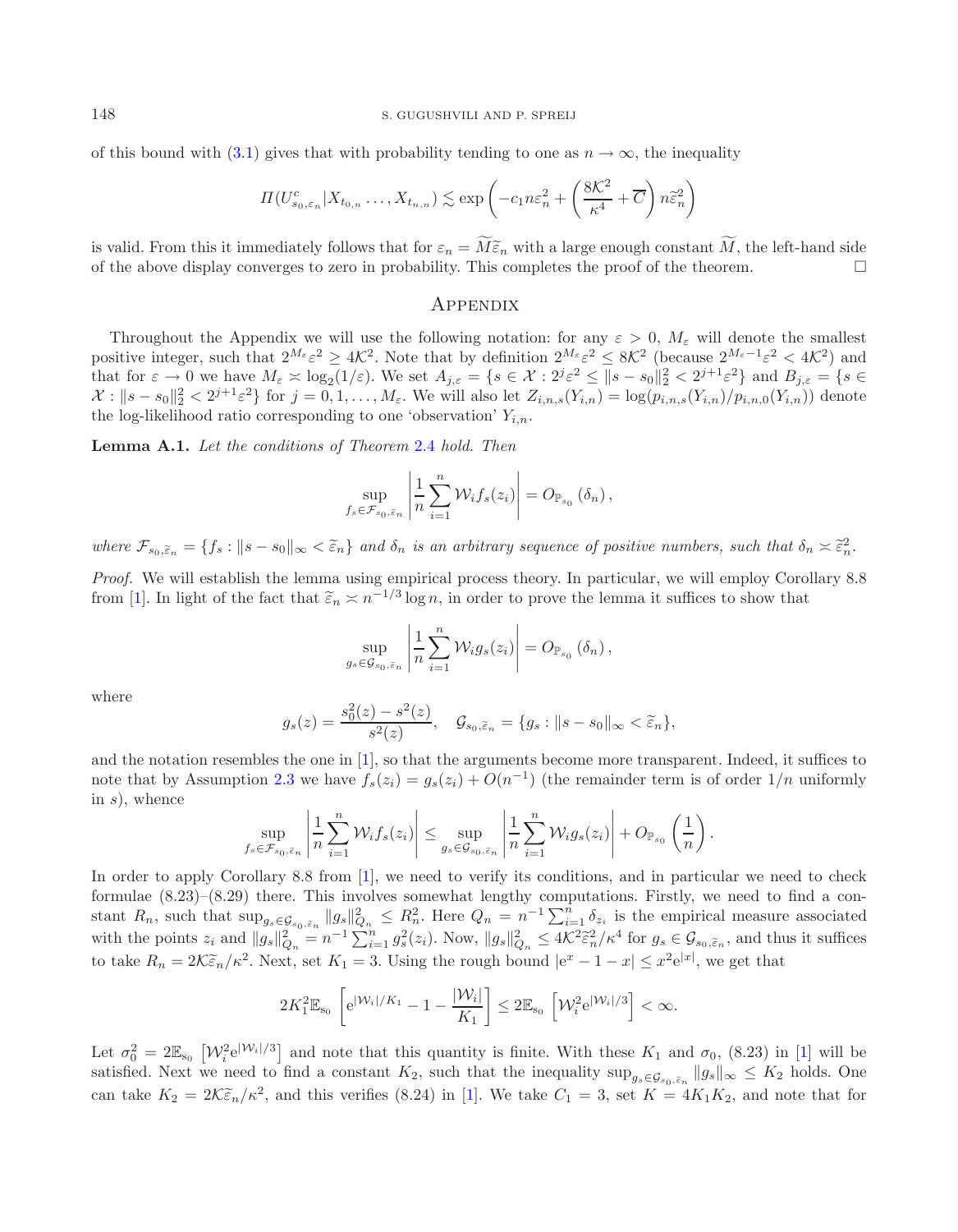of this bound with (3.1) gives that with probability tending to one as $n \to \infty$, the inequality

$$\Pi(U^c_{s_0,\varepsilon_n}|X_{t_{0,n}}\dots,X_{t_{n,n}}) \lesssim \exp\left(-c_1 n\varepsilon_n^2 + \left(\frac{8\mathcal{K}^2}{\kappa^4}+\overline{C}\right)n\widetilde{\varepsilon}_n^2\right)$$

is valid. From this it immediately follows that for $\varepsilon_n = \widetilde{M}\widetilde{\varepsilon}_n$ with a large enough constant $\widetilde{M}$, the left-hand side of the above display converges to zero in probability. This completes the proof of the theorem. $\square$

## Appendix

Throughout the Appendix we will use the following notation: for any $\varepsilon > 0$, $M_\varepsilon$ will denote the smallest positive integer, such that $2^{M_\varepsilon}\varepsilon^2 \geq 4\mathcal{K}^2$. Note that by definition $2^{M_\varepsilon}\varepsilon^2 \leq 8\mathcal{K}^2$ (because $2^{M_\varepsilon - 1}\varepsilon^2 < 4\mathcal{K}^2$) and that for $\varepsilon \to 0$ we have $M_\varepsilon \asymp \log_2(1/\varepsilon)$. We set $A_{j,\varepsilon} = \{s \in \mathcal{X} : 2^j\varepsilon^2 \leq \|s - s_0\|_2^2 < 2^{j+1}\varepsilon^2\}$ and $B_{j,\varepsilon} = \{s \in \mathcal{X} : \|s - s_0\|_2^2 < 2^{j+1}\varepsilon^2\}$ for $j = 0, 1, \dots, M_\varepsilon$. We will also let $Z_{i,n,s}(Y_{i,n}) = \log(p_{i,n,s}(Y_{i,n})/p_{i,n,0}(Y_{i,n}))$ denote the log-likelihood ratio corresponding to one 'observation' $Y_{i,n}$.

**Lemma A.1.** *Let the conditions of Theorem 2.4 hold. Then*

$$\sup_{f_s \in \mathcal{F}_{s_0,\widetilde{\varepsilon}_n}} \left| \frac{1}{n}\sum_{i=1}^n \mathcal{W}_i f_s(z_i) \right| = O_{\mathbb{P}_{s_0}}(\delta_n),$$

*where $\mathcal{F}_{s_0,\widetilde{\varepsilon}_n} = \{f_s : \|s - s_0\|_\infty < \widetilde{\varepsilon}_n\}$ and $\delta_n$ is an arbitrary sequence of positive numbers, such that $\delta_n \asymp \widetilde{\varepsilon}_n^2$.*

*Proof.* We will establish the lemma using empirical process theory. In particular, we will employ Corollary 8.8 from [1]. In light of the fact that $\widetilde{\varepsilon}_n \asymp n^{-1/3}\log n$, in order to prove the lemma it suffices to show that

$$\sup_{g_s \in \mathcal{G}_{s_0,\widetilde{\varepsilon}_n}} \left| \frac{1}{n}\sum_{i=1}^n \mathcal{W}_i g_s(z_i) \right| = O_{\mathbb{P}_{s_0}}(\delta_n),$$

where

$$g_s(z) = \frac{s_0^2(z) - s^2(z)}{s^2(z)}, \quad \mathcal{G}_{s_0,\widetilde{\varepsilon}_n} = \{g_s : \|s - s_0\|_\infty < \widetilde{\varepsilon}_n\},$$

and the notation resembles the one in [1], so that the arguments become more transparent. Indeed, it suffices to note that by Assumption 2.3 we have $f_s(z_i) = g_s(z_i) + O(n^{-1})$ (the remainder term is of order $1/n$ uniformly in $s$), whence

$$\sup_{f_s \in \mathcal{F}_{s_0,\widetilde{\varepsilon}_n}} \left| \frac{1}{n}\sum_{i=1}^n \mathcal{W}_i f_s(z_i) \right| \leq \sup_{g_s \in \mathcal{G}_{s_0,\widetilde{\varepsilon}_n}} \left| \frac{1}{n}\sum_{i=1}^n \mathcal{W}_i g_s(z_i) \right| + O_{\mathbb{P}_{s_0}}\left(\frac{1}{n}\right).$$

In order to apply Corollary 8.8 from [1], we need to verify its conditions, and in particular we need to check formulae (8.23)–(8.29) there. This involves somewhat lengthy computations. Firstly, we need to find a constant $R_n$, such that $\sup_{g_s \in \mathcal{G}_{s_0,\widetilde{\varepsilon}_n}} \|g_s\|_{Q_n}^2 \leq R_n^2$. Here $Q_n = n^{-1}\sum_{i=1}^n \delta_{z_i}$ is the empirical measure associated with the points $z_i$ and $\|g_s\|_{Q_n}^2 = n^{-1}\sum_{i=1}^n g_s^2(z_i)$. Now, $\|g_s\|_{Q_n}^2 \leq 4\mathcal{K}^2\widetilde{\varepsilon}_n^2/\kappa^4$ for $g_s \in \mathcal{G}_{s_0,\widetilde{\varepsilon}_n}$, and thus it suffices to take $R_n = 2\mathcal{K}\widetilde{\varepsilon}_n/\kappa^2$. Next, set $K_1 = 3$. Using the rough bound $|e^x - 1 - x| \leq x^2 e^{|x|}$, we get that

$$2K_1^2\mathbb{E}_{s_0}\left[e^{|\mathcal{W}_i|/K_1} - 1 - \frac{|\mathcal{W}_i|}{K_1}\right] \leq 2\mathbb{E}_{s_0}\left[\mathcal{W}_i^2 e^{|\mathcal{W}_i|/3}\right] < \infty.$$

Let $\sigma_0^2 = 2\mathbb{E}_{s_0}\left[\mathcal{W}_i^2 e^{|\mathcal{W}_i|/3}\right]$ and note that this quantity is finite. With these $K_1$ and $\sigma_0$, (8.23) in [1] will be satisfied. Next we need to find a constant $K_2$, such that the inequality $\sup_{g_s \in \mathcal{G}_{s_0,\widetilde{\varepsilon}_n}} \|g_s\|_\infty \leq K_2$ holds. One can take $K_2 = 2\mathcal{K}\widetilde{\varepsilon}_n/\kappa^2$, and this verifies (8.24) in [1]. We take $C_1 = 3$, set $K = 4K_1K_2$, and note that for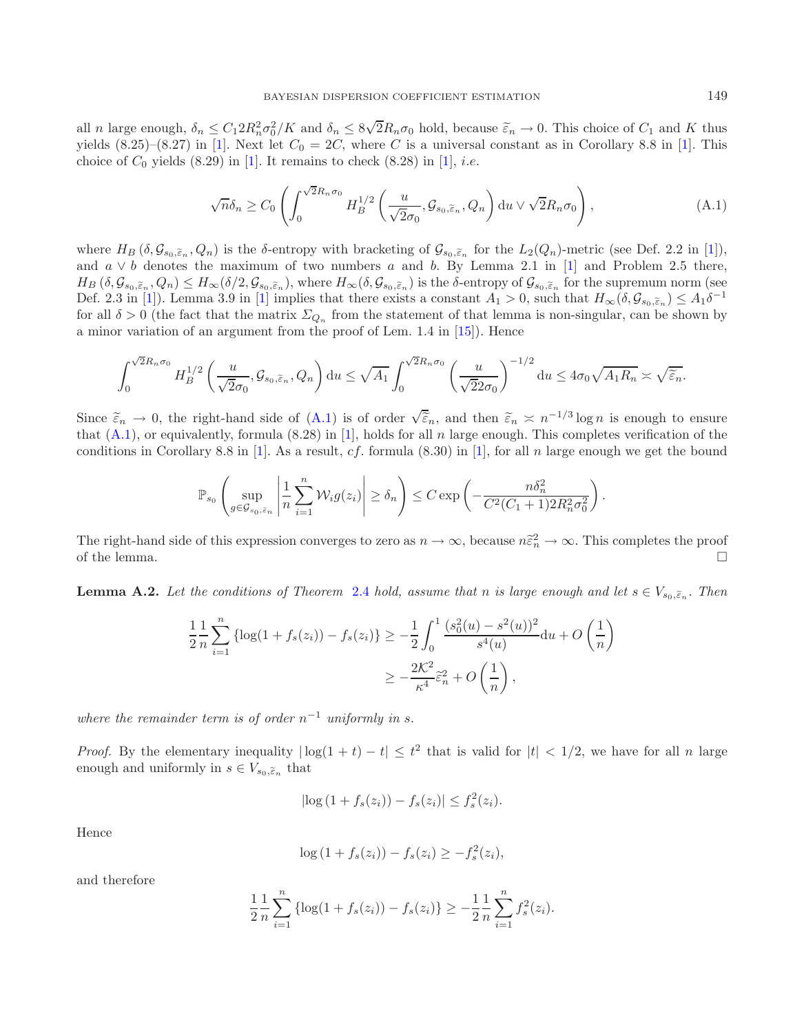all $n$ large enough, $\delta_n \leq C_1 2R_n^2\sigma_0^2/K$ and $\delta_n \leq 8\sqrt{2}R_n\sigma_0$ hold, because $\widetilde{\varepsilon}_n \to 0$. This choice of $C_1$ and $K$ thus yields (8.25)–(8.27) in [1]. Next let $C_0 = 2C$, where $C$ is a universal constant as in Corollary 8.8 in [1]. This choice of $C_0$ yields (8.29) in [1]. It remains to check (8.28) in [1], *i.e.*

$$\sqrt{n}\delta_n \geq C_0 \left( \int_0^{\sqrt{2}R_n\sigma_0} H_B^{1/2}\left( \frac{u}{\sqrt{2}\sigma_0}, \mathcal{G}_{s_0,\widetilde{\varepsilon}_n}, Q_n \right) \mathrm{d}u \vee \sqrt{2}R_n\sigma_0 \right), \tag{A.1}$$

where $H_B\left(\delta, \mathcal{G}_{s_0,\widetilde{\varepsilon}_n}, Q_n\right)$ is the $\delta$-entropy with bracketing of $\mathcal{G}_{s_0,\widetilde{\varepsilon}_n}$ for the $L_2(Q_n)$-metric (see Def. 2.2 in [1]), and $a \vee b$ denotes the maximum of two numbers $a$ and $b$. By Lemma 2.1 in [1] and Problem 2.5 there, $H_B\left(\delta, \mathcal{G}_{s_0,\widetilde{\varepsilon}_n}, Q_n\right) \leq H_\infty(\delta/2, \mathcal{G}_{s_0,\widetilde{\varepsilon}_n})$, where $H_\infty(\delta, \mathcal{G}_{s_0,\widetilde{\varepsilon}_n})$ is the $\delta$-entropy of $\mathcal{G}_{s_0,\widetilde{\varepsilon}_n}$ for the supremum norm (see Def. 2.3 in [1]). Lemma 3.9 in [1] implies that there exists a constant $A_1 > 0$, such that $H_\infty(\delta, \mathcal{G}_{s_0,\widetilde{\varepsilon}_n}) \leq A_1\delta^{-1}$ for all $\delta > 0$ (the fact that the matrix $\Sigma_{Q_n}$ from the statement of that lemma is non-singular, can be shown by a minor variation of an argument from the proof of Lem. 1.4 in [15]). Hence

$$\int_0^{\sqrt{2}R_n\sigma_0} H_B^{1/2}\left( \frac{u}{\sqrt{2}\sigma_0}, \mathcal{G}_{s_0,\widetilde{\varepsilon}_n}, Q_n \right) \mathrm{d}u \leq \sqrt{A_1} \int_0^{\sqrt{2}R_n\sigma_0} \left( \frac{u}{\sqrt{2}2\sigma_0} \right)^{-1/2} \mathrm{d}u \leq 4\sigma_0\sqrt{A_1 R_n} \asymp \sqrt{\widetilde{\varepsilon}_n}.$$

Since $\widetilde{\varepsilon}_n \to 0$, the right-hand side of (A.1) is of order $\sqrt{\widetilde{\varepsilon}_n}$, and then $\widetilde{\varepsilon}_n \asymp n^{-1/3}\log n$ is enough to ensure that (A.1), or equivalently, formula (8.28) in [1], holds for all $n$ large enough. This completes verification of the conditions in Corollary 8.8 in [1]. As a result, *cf.* formula (8.30) in [1], for all $n$ large enough we get the bound

$$\mathbb{P}_{s_0}\left( \sup_{g \in \mathcal{G}_{s_0,\widetilde{\varepsilon}_n}} \left| \frac{1}{n}\sum_{i=1}^n \mathcal{W}_i g(z_i) \right| \geq \delta_n \right) \leq C \exp\left( -\frac{n\delta_n^2}{C^2(C_1+1)2R_n^2\sigma_0^2} \right).$$

The right-hand side of this expression converges to zero as $n \to \infty$, because $n\widetilde{\varepsilon}_n^2 \to \infty$. This completes the proof of the lemma. $\square$

**Lemma A.2.** *Let the conditions of Theorem 2.4 hold, assume that $n$ is large enough and let $s \in V_{s_0,\widetilde{\varepsilon}_n}$. Then*

$$\begin{aligned}
\frac{1}{2}\frac{1}{n}\sum_{i=1}^n \left\{ \log(1 + f_s(z_i)) - f_s(z_i) \right\} &\geq -\frac{1}{2}\int_0^1 \frac{(s_0^2(u) - s^2(u))^2}{s^4(u)} \mathrm{d}u + O\left(\frac{1}{n}\right) \\
&\geq -\frac{2\mathcal{K}^2}{\kappa^4}\widetilde{\varepsilon}_n^2 + O\left(\frac{1}{n}\right),
\end{aligned}$$

*where the remainder term is of order $n^{-1}$ uniformly in $s$.*

*Proof.* By the elementary inequality $|\log(1+t) - t| \leq t^2$ that is valid for $|t| < 1/2$, we have for all $n$ large enough and uniformly in $s \in V_{s_0,\widetilde{\varepsilon}_n}$ that

$$|\log(1 + f_s(z_i)) - f_s(z_i)| \leq f_s^2(z_i).$$

Hence

$$\log(1 + f_s(z_i)) - f_s(z_i) \geq -f_s^2(z_i),$$

and therefore

$$\frac{1}{2}\frac{1}{n}\sum_{i=1}^n \left\{ \log(1 + f_s(z_i)) - f_s(z_i) \right\} \geq -\frac{1}{2}\frac{1}{n}\sum_{i=1}^n f_s^2(z_i).$$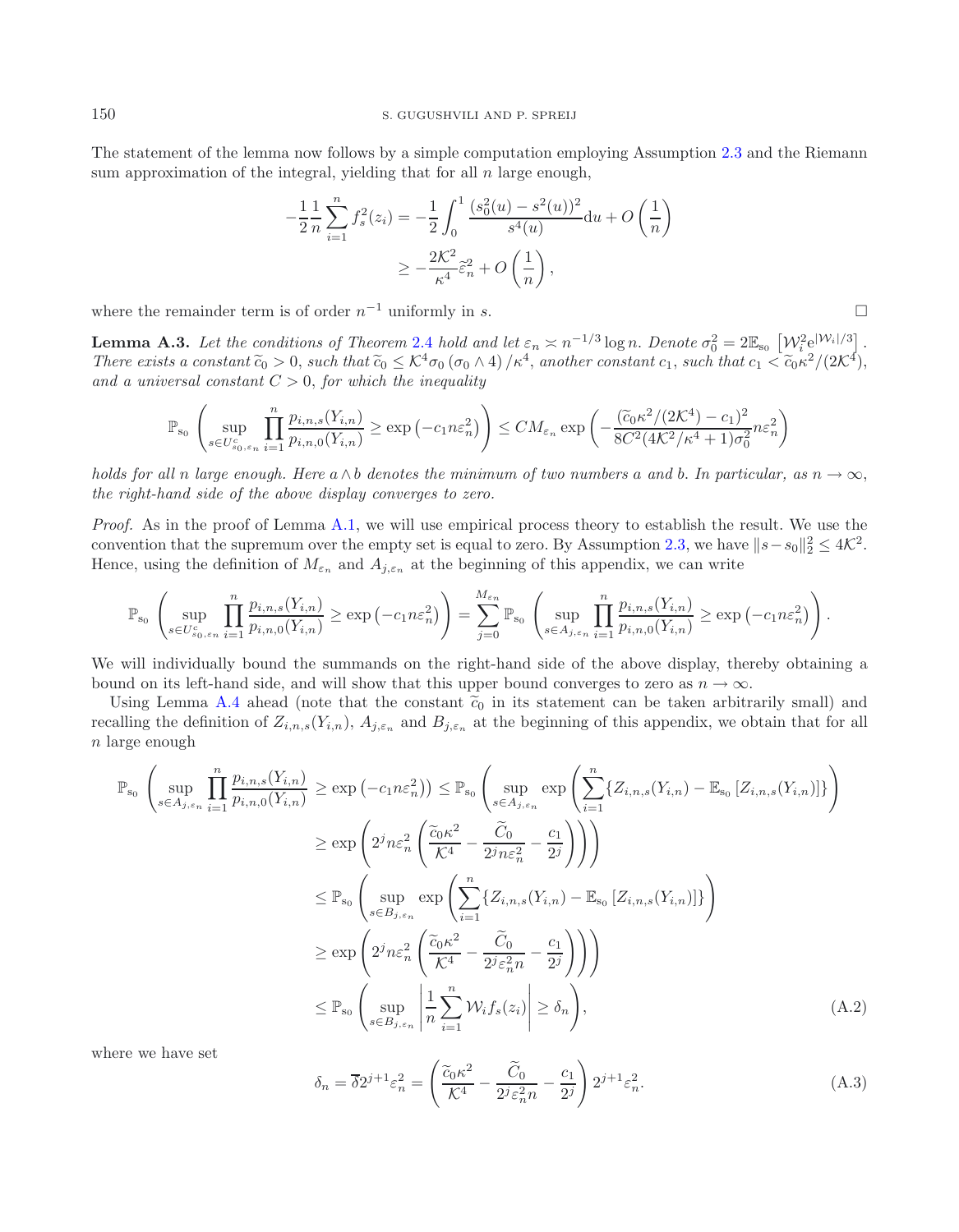The statement of the lemma now follows by a simple computation employing Assumption 2.3 and the Riemann sum approximation of the integral, yielding that for all $n$ large enough,

$$
\begin{aligned}
-\frac{1}{2}\frac{1}{n}\sum_{i=1}^{n} f_s^2(z_i) &= -\frac{1}{2}\int_0^1 \frac{(s_0^2(u)-s^2(u))^2}{s^4(u)}\mathrm{d}u + O\left(\frac{1}{n}\right) \\
&\geq -\frac{2\mathcal{K}^2}{\kappa^4}\widetilde{\varepsilon}_n^2 + O\left(\frac{1}{n}\right),
\end{aligned}
$$

where the remainder term is of order $n^{-1}$ uniformly in $s$. $\square$

**Lemma A.3.** *Let the conditions of Theorem 2.4 hold and let $\varepsilon_n \asymp n^{-1/3}\log n$. Denote $\sigma_0^2 = 2\mathbb{E}_{s_0}\left[\mathcal{W}_i^2 \mathrm{e}^{|\mathcal{W}_i|/3}\right]$. There exists a constant $\widetilde{c}_0 > 0$, such that $\widetilde{c}_0 \leq \mathcal{K}^4\sigma_0\left(\sigma_0 \wedge 4\right)/\kappa^4$, another constant $c_1$, such that $c_1 < \widetilde{c}_0\kappa^2/(2\mathcal{K}^4)$, and a universal constant $C > 0$, for which the inequality*

$$
\mathbb{P}_{s_0}\left(\sup_{s\in U^c_{s_0,\varepsilon_n}} \prod_{i=1}^{n} \frac{p_{i,n,s}(Y_{i,n})}{p_{i,n,0}(Y_{i,n})} \geq \exp\left(-c_1 n\varepsilon_n^2\right)\right) \leq CM_{\varepsilon_n}\exp\left(-\frac{(\widetilde{c}_0\kappa^2/(2\mathcal{K}^4)-c_1)^2}{8C^2(4\mathcal{K}^2/\kappa^4+1)\sigma_0^2}n\varepsilon_n^2\right)
$$

*holds for all $n$ large enough. Here $a \wedge b$ denotes the minimum of two numbers $a$ and $b$. In particular, as $n\to\infty$, the right-hand side of the above display converges to zero.*

*Proof.* As in the proof of Lemma A.1, we will use empirical process theory to establish the result. We use the convention that the supremum over the empty set is equal to zero. By Assumption 2.3, we have $\|s - s_0\|_2^2 \leq 4\mathcal{K}^2$. Hence, using the definition of $M_{\varepsilon_n}$ and $A_{j,\varepsilon_n}$ at the beginning of this appendix, we can write

$$
\mathbb{P}_{s_0}\left(\sup_{s\in U^c_{s_0,\varepsilon_n}} \prod_{i=1}^{n} \frac{p_{i,n,s}(Y_{i,n})}{p_{i,n,0}(Y_{i,n})} \geq \exp\left(-c_1 n\varepsilon_n^2\right)\right) = \sum_{j=0}^{M_{\varepsilon_n}} \mathbb{P}_{s_0}\left(\sup_{s\in A_{j,\varepsilon_n}} \prod_{i=1}^{n} \frac{p_{i,n,s}(Y_{i,n})}{p_{i,n,0}(Y_{i,n})} \geq \exp\left(-c_1 n\varepsilon_n^2\right)\right).
$$

We will individually bound the summands on the right-hand side of the above display, thereby obtaining a bound on its left-hand side, and will show that this upper bound converges to zero as $n\to\infty$.

Using Lemma A.4 ahead (note that the constant $\widetilde{c}_0$ in its statement can be taken arbitrarily small) and recalling the definition of $Z_{i,n,s}(Y_{i,n})$, $A_{j,\varepsilon_n}$ and $B_{j,\varepsilon_n}$ at the beginning of this appendix, we obtain that for all $n$ large enough

$$
\begin{aligned}
\mathbb{P}_{s_0}\left(\sup_{s\in A_{j,\varepsilon_n}} \prod_{i=1}^{n} \frac{p_{i,n,s}(Y_{i,n})}{p_{i,n,0}(Y_{i,n})} \geq \exp\left(-c_1 n\varepsilon_n^2\right)\right) &\leq \mathbb{P}_{s_0}\left(\sup_{s\in A_{j,\varepsilon_n}} \exp\left(\sum_{i=1}^{n}\{Z_{i,n,s}(Y_{i,n}) - \mathbb{E}_{s_0}\left[Z_{i,n,s}(Y_{i,n})\right]\}\right)\right. \\
&\qquad \left.\geq \exp\left(2^j n\varepsilon_n^2\left(\frac{\widetilde{c}_0\kappa^2}{\mathcal{K}^4} - \frac{\widetilde{C}_0}{2^j n\varepsilon_n^2} - \frac{c_1}{2^j}\right)\right)\right) \\
&\leq \mathbb{P}_{s_0}\left(\sup_{s\in B_{j,\varepsilon_n}} \exp\left(\sum_{i=1}^{n}\{Z_{i,n,s}(Y_{i,n}) - \mathbb{E}_{s_0}\left[Z_{i,n,s}(Y_{i,n})\right]\}\right)\right. \\
&\qquad \left.\geq \exp\left(2^j n\varepsilon_n^2\left(\frac{\widetilde{c}_0\kappa^2}{\mathcal{K}^4} - \frac{\widetilde{C}_0}{2^j \varepsilon_n^2 n} - \frac{c_1}{2^j}\right)\right)\right) \\
&\leq \mathbb{P}_{s_0}\left(\sup_{s\in B_{j,\varepsilon_n}} \left|\frac{1}{n}\sum_{i=1}^{n}\mathcal{W}_i f_s(z_i)\right| \geq \delta_n\right), \qquad \text{(A.2)}
\end{aligned}
$$

where we have set

$$
\delta_n = \overline{\delta}2^{j+1}\varepsilon_n^2 = \left(\frac{\widetilde{c}_0\kappa^2}{\mathcal{K}^4} - \frac{\widetilde{C}_0}{2^j\varepsilon_n^2 n} - \frac{c_1}{2^j}\right)2^{j+1}\varepsilon_n^2. \qquad \text{(A.3)}
$$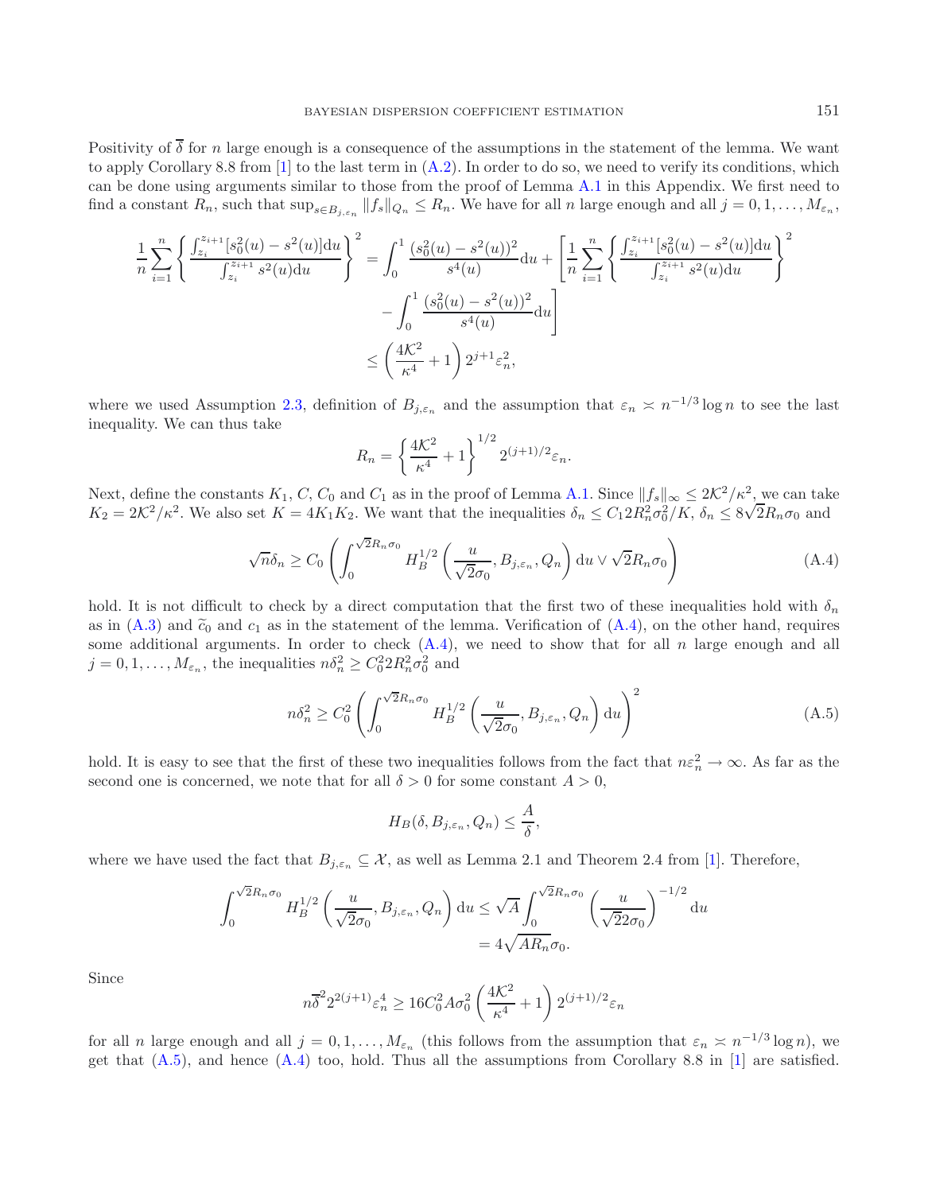Positivity of $\overline{\delta}$ for $n$ large enough is a consequence of the assumptions in the statement of the lemma. We want to apply Corollary 8.8 from [1] to the last term in (A.2). In order to do so, we need to verify its conditions, which can be done using arguments similar to those from the proof of Lemma A.1 in this Appendix. We first need to find a constant $R_n$, such that $\sup_{s \in B_{j,\varepsilon_n}} \|f_s\|_{Q_n} \leq R_n$. We have for all $n$ large enough and all $j = 0, 1, \ldots, M_{\varepsilon_n}$,

$$
\begin{aligned}
\frac{1}{n} \sum_{i=1}^{n} \left\{ \frac{\int_{z_i}^{z_{i+1}} [s_0^2(u) - s^2(u)] \mathrm{d}u}{\int_{z_i}^{z_{i+1}} s^2(u) \mathrm{d}u} \right\}^2 &= \int_0^1 \frac{(s_0^2(u) - s^2(u))^2}{s^4(u)} \mathrm{d}u + \left[ \frac{1}{n} \sum_{i=1}^{n} \left\{ \frac{\int_{z_i}^{z_{i+1}} [s_0^2(u) - s^2(u)] \mathrm{d}u}{\int_{z_i}^{z_{i+1}} s^2(u) \mathrm{d}u} \right\}^2 \right. \\
&\quad \left. - \int_0^1 \frac{(s_0^2(u) - s^2(u))^2}{s^4(u)} \mathrm{d}u \right] \\
&\leq \left( \frac{4\mathcal{K}^2}{\kappa^4} + 1 \right) 2^{j+1} \varepsilon_n^2,
\end{aligned}
$$

where we used Assumption 2.3, definition of $B_{j,\varepsilon_n}$ and the assumption that $\varepsilon_n \asymp n^{-1/3} \log n$ to see the last inequality. We can thus take

$$
R_n = \left\{ \frac{4\mathcal{K}^2}{\kappa^4} + 1 \right\}^{1/2} 2^{(j+1)/2} \varepsilon_n.
$$

Next, define the constants $K_1$, $C$, $C_0$ and $C_1$ as in the proof of Lemma A.1. Since $\|f_s\|_\infty \leq 2\mathcal{K}^2/\kappa^2$, we can take $K_2 = 2\mathcal{K}^2/\kappa^2$. We also set $K = 4K_1K_2$. We want that the inequalities $\delta_n \leq C_1 2R_n^2\sigma_0^2/K$, $\delta_n \leq 8\sqrt{2}R_n\sigma_0$ and

$$
\sqrt{n}\delta_n \geq C_0 \left( \int_0^{\sqrt{2}R_n\sigma_0} H_B^{1/2}\left( \frac{u}{\sqrt{2}\sigma_0}, B_{j,\varepsilon_n}, Q_n \right) \mathrm{d}u \vee \sqrt{2}R_n\sigma_0 \right) \tag{A.4}
$$

hold. It is not difficult to check by a direct computation that the first two of these inequalities hold with $\delta_n$ as in (A.3) and $\widetilde{c}_0$ and $c_1$ as in the statement of the lemma. Verification of (A.4), on the other hand, requires some additional arguments. In order to check (A.4), we need to show that for all $n$ large enough and all $j = 0, 1, \ldots, M_{\varepsilon_n}$, the inequalities $n\delta_n^2 \geq C_0^2 2R_n^2\sigma_0^2$ and

$$
n\delta_n^2 \geq C_0^2 \left( \int_0^{\sqrt{2}R_n\sigma_0} H_B^{1/2}\left( \frac{u}{\sqrt{2}\sigma_0}, B_{j,\varepsilon_n}, Q_n \right) \mathrm{d}u \right)^2 \tag{A.5}
$$

hold. It is easy to see that the first of these two inequalities follows from the fact that $n\varepsilon_n^2 \to \infty$. As far as the second one is concerned, we note that for all $\delta > 0$ for some constant $A > 0$,

$$
H_B(\delta, B_{j,\varepsilon_n}, Q_n) \leq \frac{A}{\delta},
$$

where we have used the fact that $B_{j,\varepsilon_n} \subseteq \mathcal{X}$, as well as Lemma 2.1 and Theorem 2.4 from [1]. Therefore,

$$
\begin{aligned}
\int_0^{\sqrt{2}R_n\sigma_0} H_B^{1/2}\left( \frac{u}{\sqrt{2}\sigma_0}, B_{j,\varepsilon_n}, Q_n \right) \mathrm{d}u &\leq \sqrt{A} \int_0^{\sqrt{2}R_n\sigma_0} \left( \frac{u}{\sqrt{2}2\sigma_0} \right)^{-1/2} \mathrm{d}u \\
&= 4\sqrt{AR_n}\sigma_0.
\end{aligned}
$$

Since

$$
n\overline{\delta}^2 2^{2(j+1)}\varepsilon_n^4 \geq 16C_0^2 A\sigma_0^2 \left( \frac{4\mathcal{K}^2}{\kappa^4} + 1 \right) 2^{(j+1)/2}\varepsilon_n
$$

for all $n$ large enough and all $j = 0, 1, \ldots, M_{\varepsilon_n}$ (this follows from the assumption that $\varepsilon_n \asymp n^{-1/3} \log n$), we get that (A.5), and hence (A.4) too, hold. Thus all the assumptions from Corollary 8.8 in [1] are satisfied.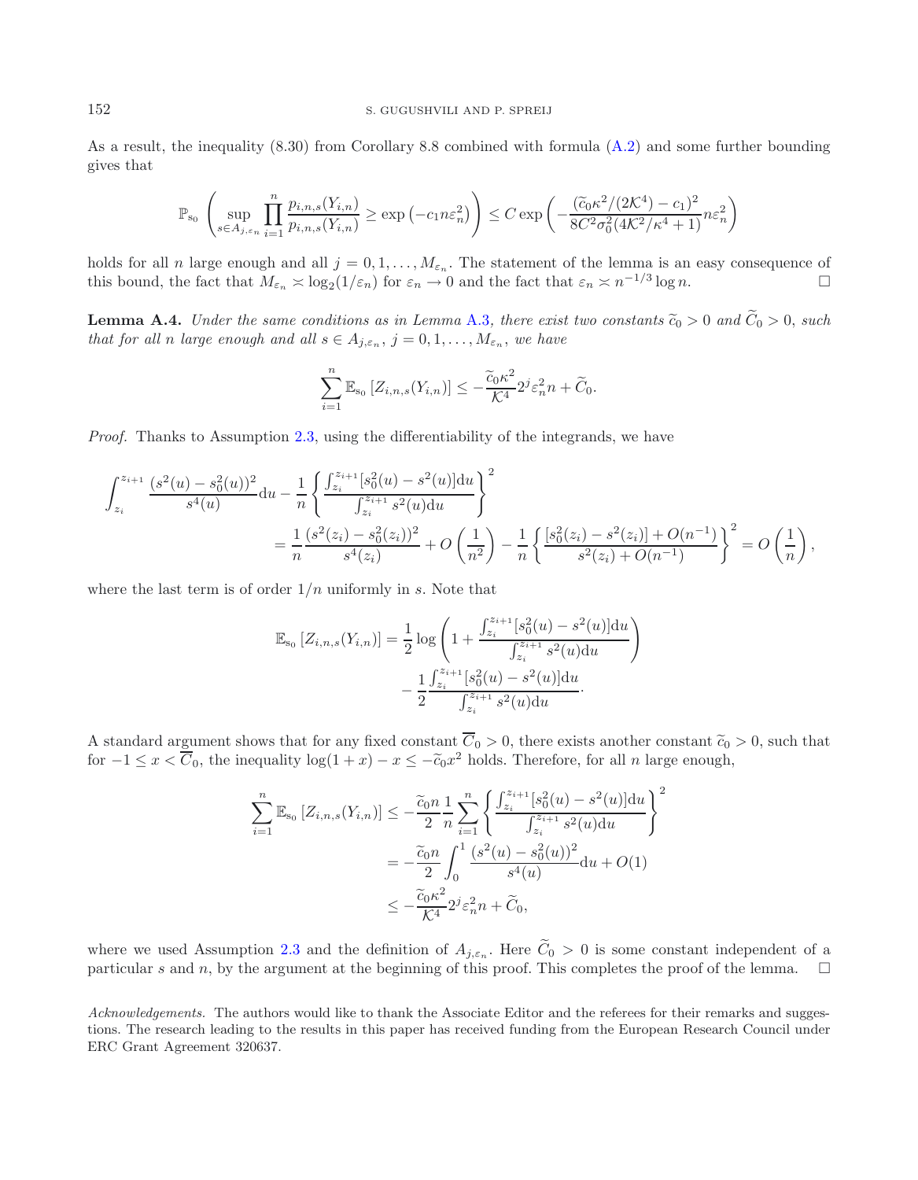As a result, the inequality (8.30) from Corollary 8.8 combined with formula (A.2) and some further bounding gives that

$$
\mathbb{P}_{s_0}\left(\sup_{s\in A_{j,\varepsilon_n}}\prod_{i=1}^{n}\frac{p_{i,n,s}(Y_{i,n})}{p_{i,n,s}(Y_{i,n})}\geq \exp\left(-c_1 n\varepsilon_n^2\right)\right)\leq C\exp\left(-\frac{(\widetilde{c}_0\kappa^2/(2\mathcal{K}^4)-c_1)^2}{8C^2\sigma_0^2(4\mathcal{K}^2/\kappa^4+1)}n\varepsilon_n^2\right)
$$

holds for all $n$ large enough and all $j=0,1,\ldots,M_{\varepsilon_n}$. The statement of the lemma is an easy consequence of this bound, the fact that $M_{\varepsilon_n}\asymp\log_2(1/\varepsilon_n)$ for $\varepsilon_n\to 0$ and the fact that $\varepsilon_n\asymp n^{-1/3}\log n$. $\square$

**Lemma A.4.** *Under the same conditions as in Lemma A.3, there exist two constants $\widetilde{c}_0>0$ and $\widetilde{C}_0>0$, such that for all $n$ large enough and all $s\in A_{j,\varepsilon_n}$, $j=0,1,\ldots,M_{\varepsilon_n}$, we have*

$$
\sum_{i=1}^{n}\mathbb{E}_{s_0}\left[Z_{i,n,s}(Y_{i,n})\right]\leq -\frac{\widetilde{c}_0\kappa^2}{\mathcal{K}^4}2^j\varepsilon_n^2 n+\widetilde{C}_0.
$$

*Proof.* Thanks to Assumption 2.3, using the differentiability of the integrands, we have

$$
\begin{aligned}
\int_{z_i}^{z_{i+1}}\frac{(s^2(u)-s_0^2(u))^2}{s^4(u)}\mathrm{d}u-\frac{1}{n}\left\{\frac{\int_{z_i}^{z_{i+1}}[s_0^2(u)-s^2(u)]\mathrm{d}u}{\int_{z_i}^{z_{i+1}}s^2(u)\mathrm{d}u}\right\}^2\\
=\frac{1}{n}\frac{(s^2(z_i)-s_0^2(z_i))^2}{s^4(z_i)}+O\left(\frac{1}{n^2}\right)-\frac{1}{n}\left\{\frac{[s_0^2(z_i)-s^2(z_i)]+O(n^{-1})}{s^2(z_i)+O(n^{-1})}\right\}^2=O\left(\frac{1}{n}\right),
\end{aligned}
$$

where the last term is of order $1/n$ uniformly in $s$. Note that

$$
\begin{aligned}
\mathbb{E}_{s_0}\left[Z_{i,n,s}(Y_{i,n})\right]=\frac{1}{2}\log\left(1+\frac{\int_{z_i}^{z_{i+1}}[s_0^2(u)-s^2(u)]\mathrm{d}u}{\int_{z_i}^{z_{i+1}}s^2(u)\mathrm{d}u}\right)\\
-\frac{1}{2}\frac{\int_{z_i}^{z_{i+1}}[s_0^2(u)-s^2(u)]\mathrm{d}u}{\int_{z_i}^{z_{i+1}}s^2(u)\mathrm{d}u}.
\end{aligned}
$$

A standard argument shows that for any fixed constant $\overline{C}_0>0$, there exists another constant $\widetilde{c}_0>0$, such that for $-1\leq x<\overline{C}_0$, the inequality $\log(1+x)-x\leq-\widetilde{c}_0x^2$ holds. Therefore, for all $n$ large enough,

$$
\begin{aligned}
\sum_{i=1}^{n}\mathbb{E}_{s_0}\left[Z_{i,n,s}(Y_{i,n})\right]&\leq-\frac{\widetilde{c}_0 n}{2}\frac{1}{n}\sum_{i=1}^{n}\left\{\frac{\int_{z_i}^{z_{i+1}}[s_0^2(u)-s^2(u)]\mathrm{d}u}{\int_{z_i}^{z_{i+1}}s^2(u)\mathrm{d}u}\right\}^2\\
&=-\frac{\widetilde{c}_0 n}{2}\int_0^1\frac{(s^2(u)-s_0^2(u))^2}{s^4(u)}\mathrm{d}u+O(1)\\
&\leq-\frac{\widetilde{c}_0\kappa^2}{\mathcal{K}^4}2^j\varepsilon_n^2 n+\widetilde{C}_0,
\end{aligned}
$$

where we used Assumption 2.3 and the definition of $A_{j,\varepsilon_n}$. Here $\widetilde{C}_0>0$ is some constant independent of a particular $s$ and $n$, by the argument at the beginning of this proof. This completes the proof of the lemma. $\square$

*Acknowledgements.* The authors would like to thank the Associate Editor and the referees for their remarks and suggestions. The research leading to the results in this paper has received funding from the European Research Council under ERC Grant Agreement 320637.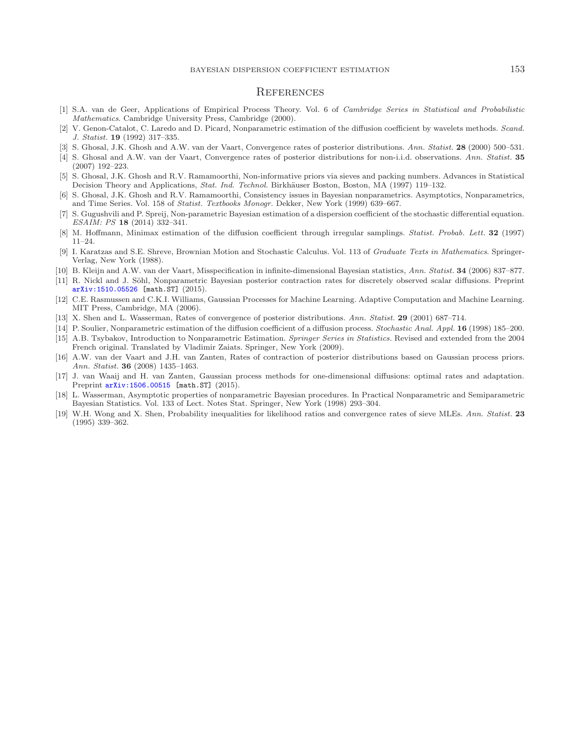## References

[1] S.A. van de Geer, Applications of Empirical Process Theory. Vol. 6 of *Cambridge Series in Statistical and Probabilistic Mathematics*. Cambridge University Press, Cambridge (2000).

[2] V. Genon-Catalot, C. Laredo and D. Picard, Nonparametric estimation of the diffusion coefficient by wavelets methods. *Scand. J. Statist.* **19** (1992) 317–335.

[3] S. Ghosal, J.K. Ghosh and A.W. van der Vaart, Convergence rates of posterior distributions. *Ann. Statist.* **28** (2000) 500–531.

[4] S. Ghosal and A.W. van der Vaart, Convergence rates of posterior distributions for non-i.i.d. observations. *Ann. Statist.* **35** (2007) 192–223.

[5] S. Ghosal, J.K. Ghosh and R.V. Ramamoorthi, Non-informative priors via sieves and packing numbers. Advances in Statistical Decision Theory and Applications, *Stat. Ind. Technol.* Birkhäuser Boston, Boston, MA (1997) 119–132.

[6] S. Ghosal, J.K. Ghosh and R.V. Ramamoorthi, Consistency issues in Bayesian nonparametrics. Asymptotics, Nonparametrics, and Time Series. Vol. 158 of *Statist. Textbooks Monogr.* Dekker, New York (1999) 639–667.

[7] S. Gugushvili and P. Spreij, Non-parametric Bayesian estimation of a dispersion coefficient of the stochastic differential equation. *ESAIM: PS* **18** (2014) 332–341.

[8] M. Hoffmann, Minimax estimation of the diffusion coefficient through irregular samplings. *Statist. Probab. Lett.* **32** (1997) 11–24.

[9] I. Karatzas and S.E. Shreve, Brownian Motion and Stochastic Calculus. Vol. 113 of *Graduate Texts in Mathematics*. Springer-Verlag, New York (1988).

[10] B. Kleijn and A.W. van der Vaart, Misspecification in infinite-dimensional Bayesian statistics, *Ann. Statist.* **34** (2006) 837–877.

[11] R. Nickl and J. Söhl, Nonparametric Bayesian posterior contraction rates for discretely observed scalar diffusions. Preprint arXiv:1510.05526 [math.ST] (2015).

[12] C.E. Rasmussen and C.K.I. Williams, Gaussian Processes for Machine Learning. Adaptive Computation and Machine Learning. MIT Press, Cambridge, MA (2006).

[13] X. Shen and L. Wasserman, Rates of convergence of posterior distributions. *Ann. Statist.* **29** (2001) 687–714.

[14] P. Soulier, Nonparametric estimation of the diffusion coefficient of a diffusion process. *Stochastic Anal. Appl.* **16** (1998) 185–200.

[15] A.B. Tsybakov, Introduction to Nonparametric Estimation. *Springer Series in Statistics*. Revised and extended from the 2004 French original. Translated by Vladimir Zaiats. Springer, New York (2009).

[16] A.W. van der Vaart and J.H. van Zanten, Rates of contraction of posterior distributions based on Gaussian process priors. *Ann. Statist.* **36** (2008) 1435–1463.

[17] J. van Waaij and H. van Zanten, Gaussian process methods for one-dimensional diffusions: optimal rates and adaptation. Preprint arXiv:1506.00515 [math.ST] (2015).

[18] L. Wasserman, Asymptotic properties of nonparametric Bayesian procedures. In Practical Nonparametric and Semiparametric Bayesian Statistics. Vol. 133 of Lect. Notes Stat. Springer, New York (1998) 293–304.

[19] W.H. Wong and X. Shen, Probability inequalities for likelihood ratios and convergence rates of sieve MLEs. *Ann. Statist.* **23** (1995) 339–362.